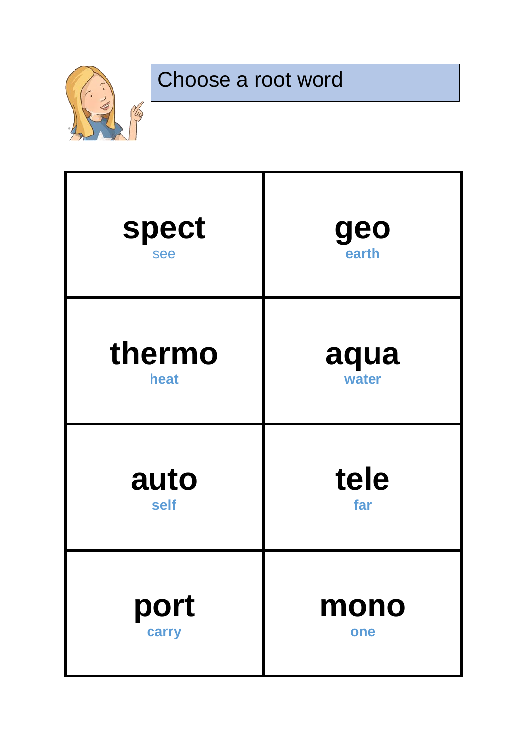# Choose a root word

| | |
|---|---|
| **spect**<br>see | **geo**<br>earth |
| **thermo**<br>heat | **aqua**<br>water |
| **auto**<br>self | **tele**<br>far |
| **port**<br>carry | **mono**<br>one |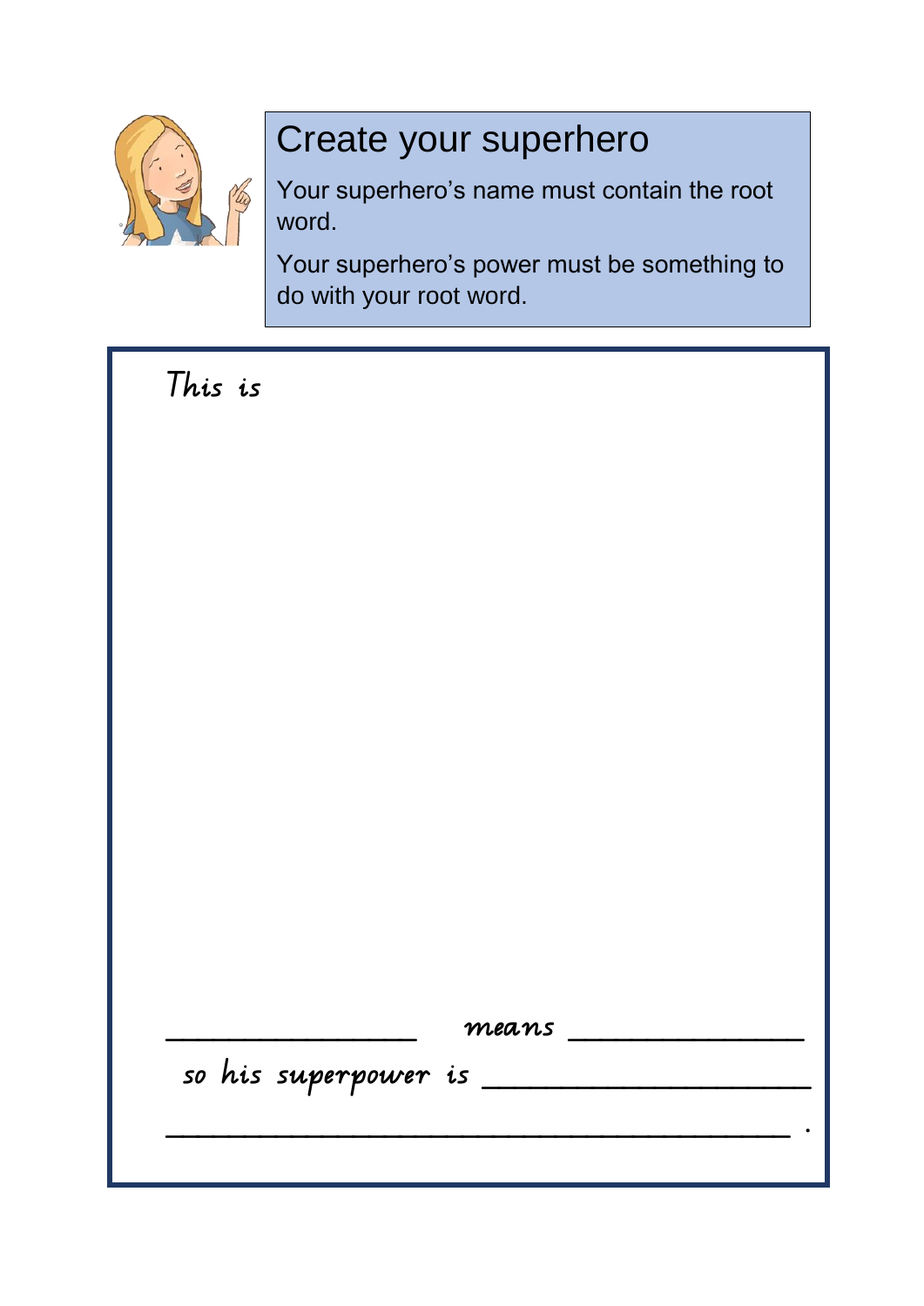# Create your superhero

Your superhero's name must contain the root word.

Your superhero's power must be something to do with your root word.

This is

_______________ means _______________

so his superpower is ____________________

________________________________________ .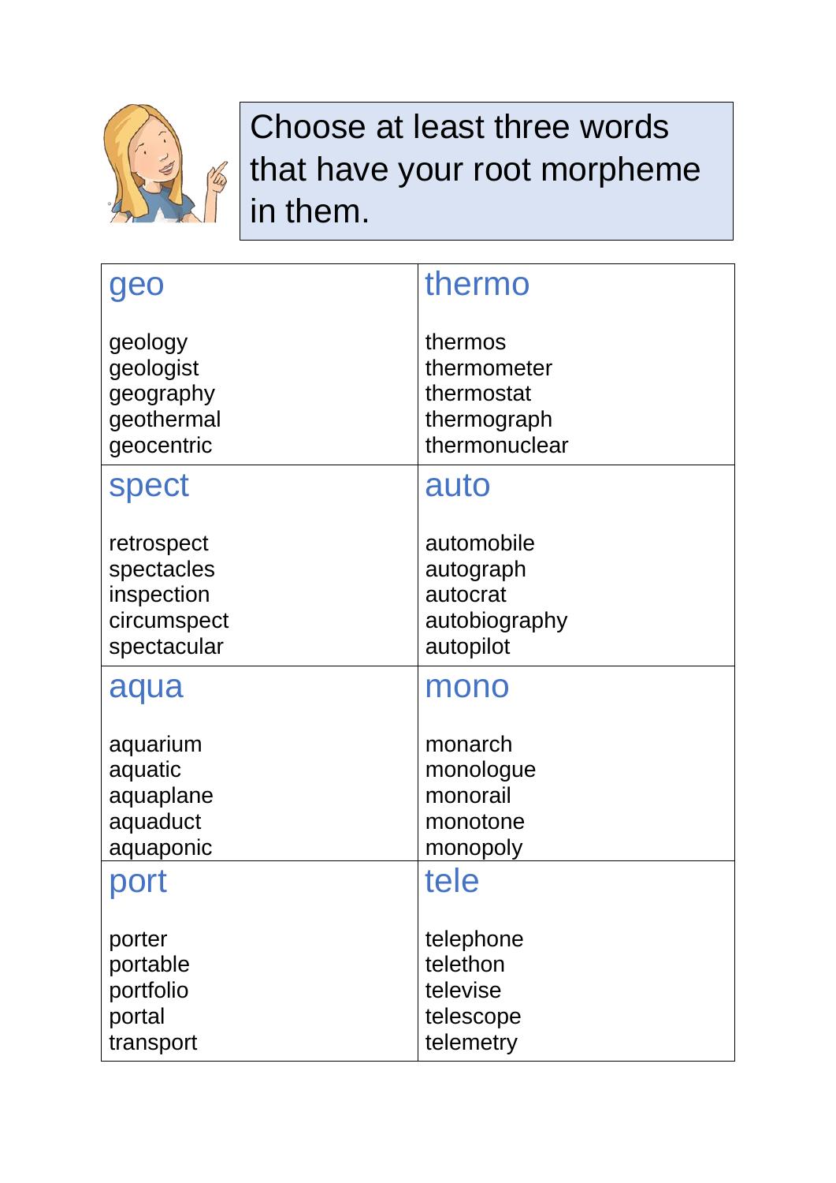Choose at least three words that have your root morpheme in them.

| geo | thermo |
|---|---|
| geology<br>geologist<br>geography<br>geothermal<br>geocentric | thermos<br>thermometer<br>thermostat<br>thermograph<br>thermonuclear |
| **spect** | **auto** |
| retrospect<br>spectacles<br>inspection<br>circumspect<br>spectacular | automobile<br>autograph<br>autocrat<br>autobiography<br>autopilot |
| **aqua** | **mono** |
| aquarium<br>aquatic<br>aquaplane<br>aquaduct<br>aquaponic | monarch<br>monologue<br>monorail<br>monotone<br>monopoly |
| **port** | **tele** |
| porter<br>portable<br>portfolio<br>portal<br>transport | telephone<br>telethon<br>televise<br>telescope<br>telemetry |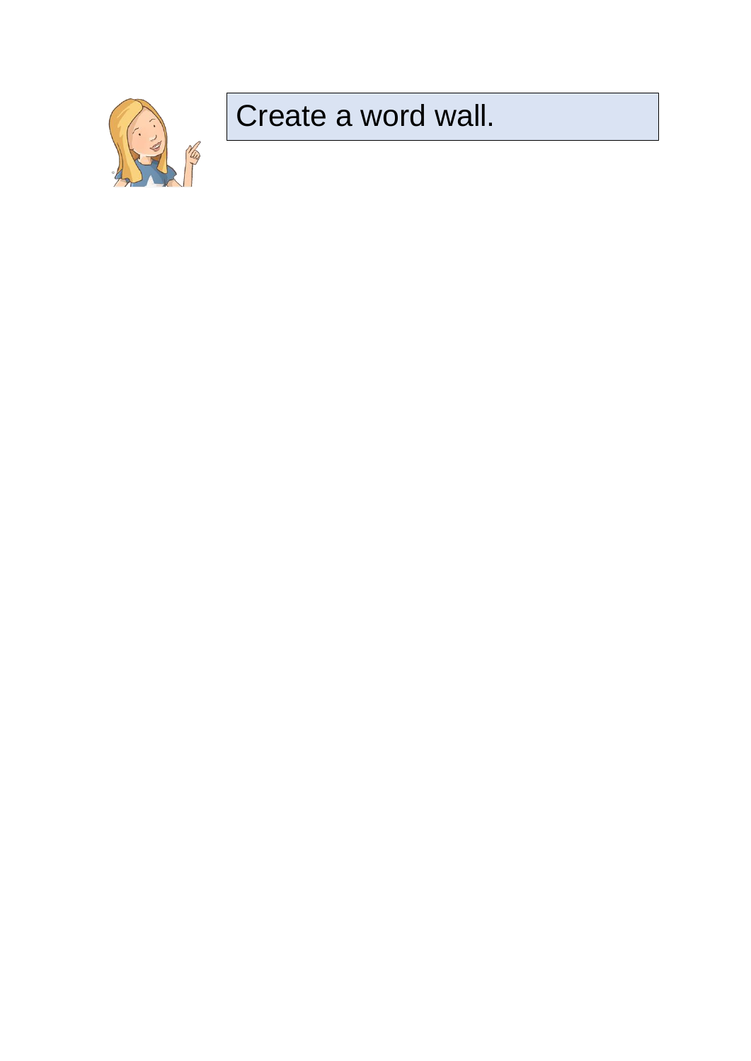Create a word wall.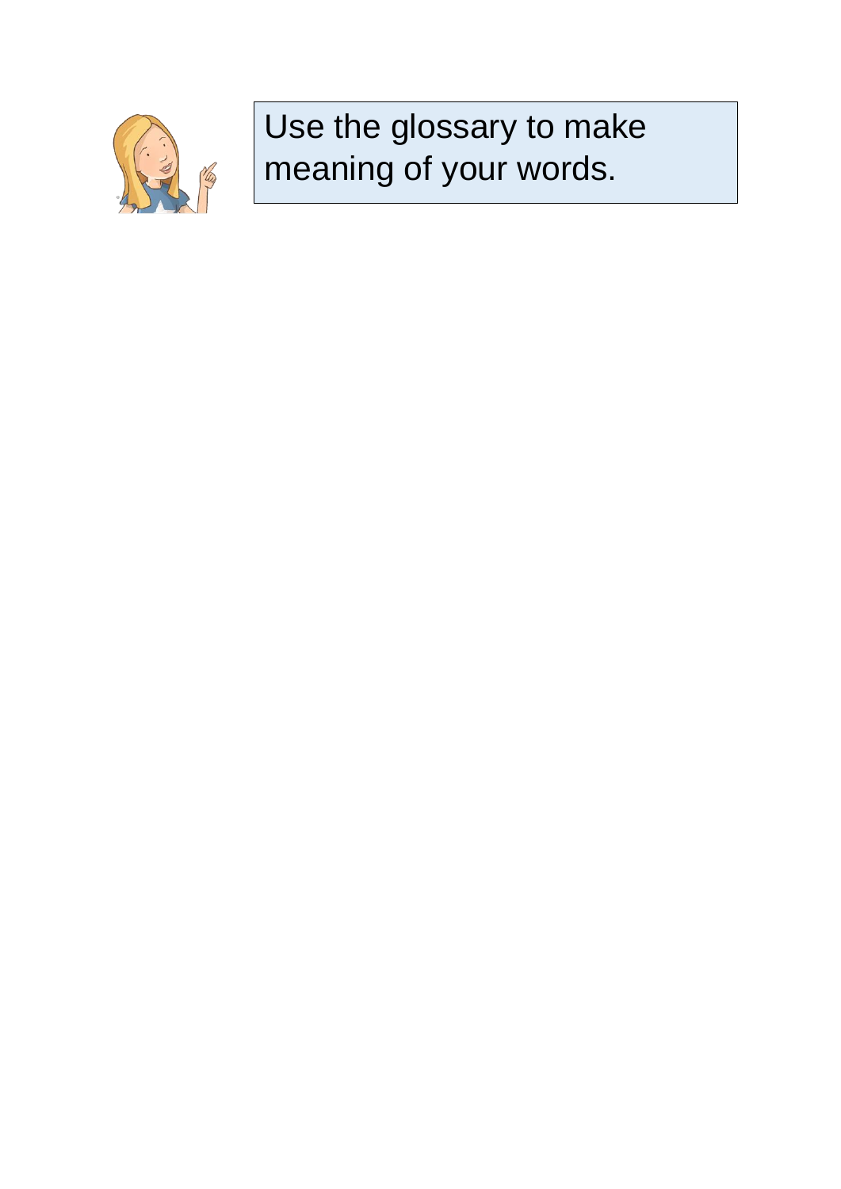Use the glossary to make meaning of your words.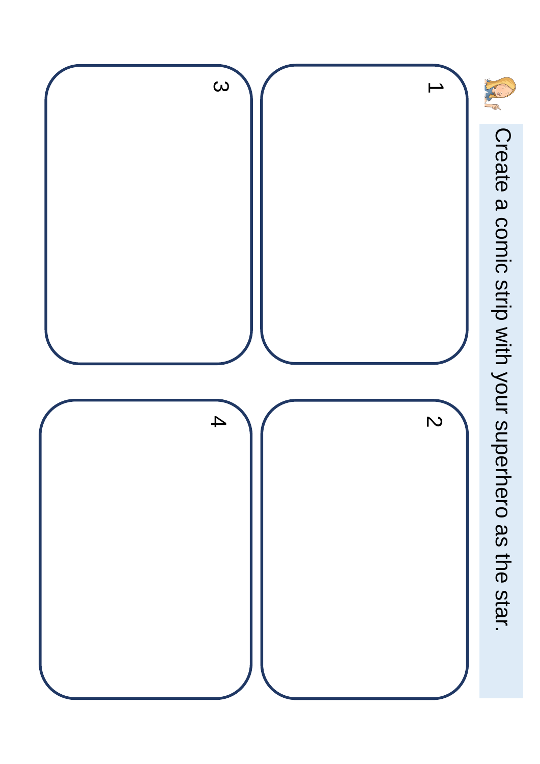Create a comic strip with your superhero as the star.

1

2

3

4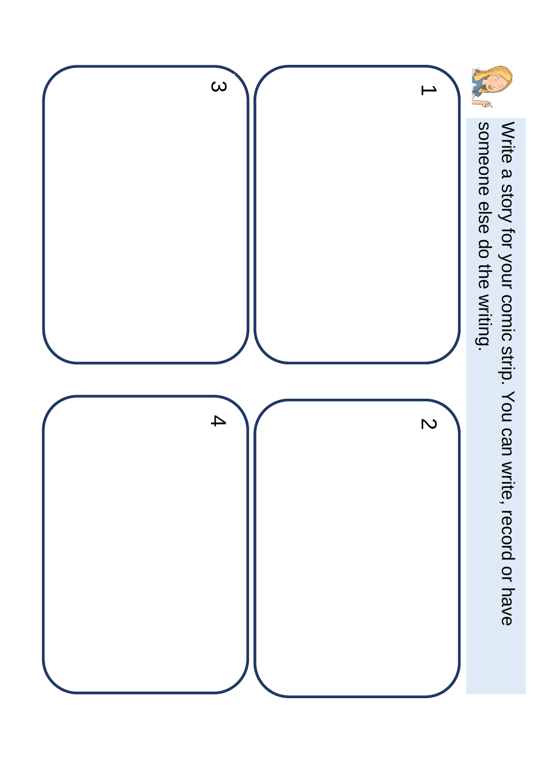Write a story for your comic strip. You can write, record or have someone else do the writing.

1

2

3

4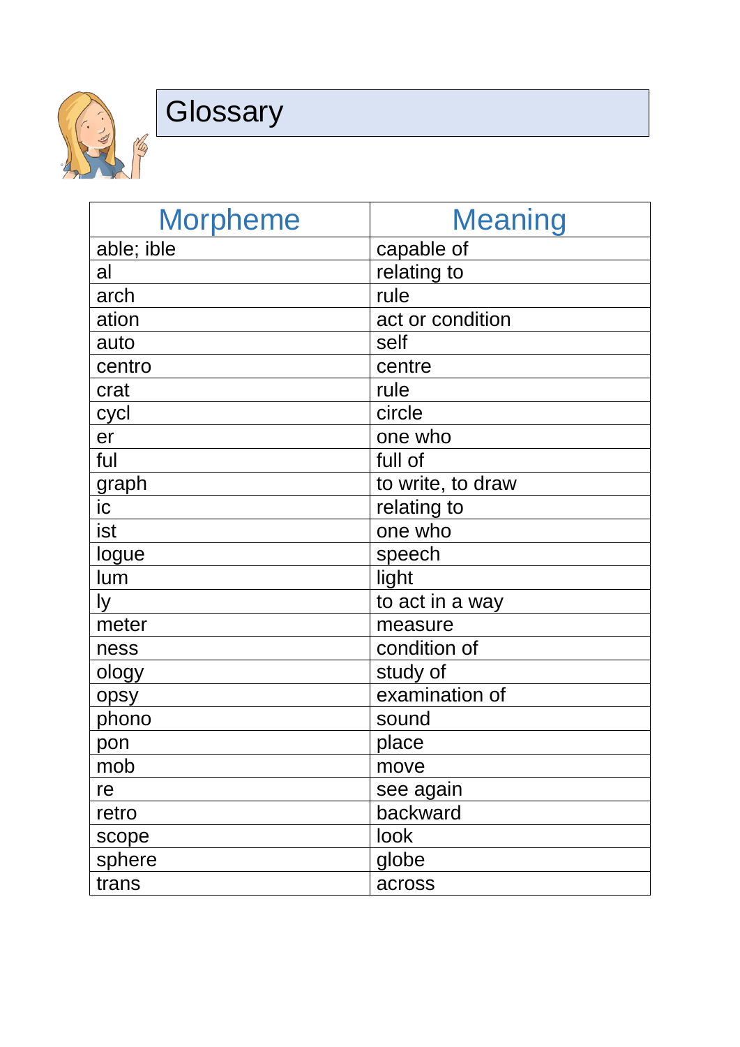# Glossary

| Morpheme | Meaning |
|---|---|
| able; ible | capable of |
| al | relating to |
| arch | rule |
| ation | act or condition |
| auto | self |
| centro | centre |
| crat | rule |
| cycl | circle |
| er | one who |
| ful | full of |
| graph | to write, to draw |
| ic | relating to |
| ist | one who |
| logue | speech |
| lum | light |
| ly | to act in a way |
| meter | measure |
| ness | condition of |
| ology | study of |
| opsy | examination of |
| phono | sound |
| pon | place |
| mob | move |
| re | see again |
| retro | backward |
| scope | look |
| sphere | globe |
| trans | across |